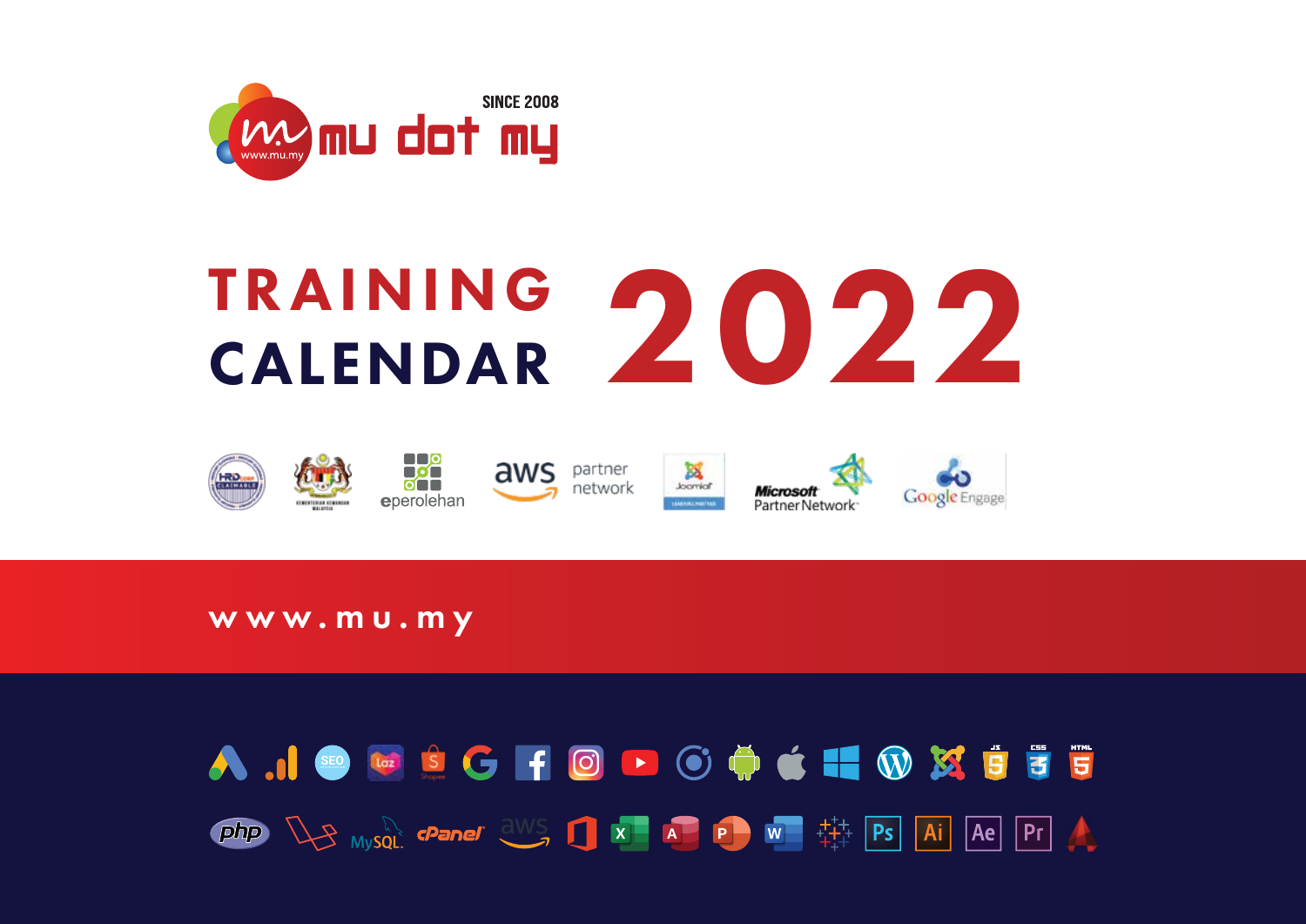SINCE 2008

mu dot my

# TRAINING CALENDAR 2022

www.mu.my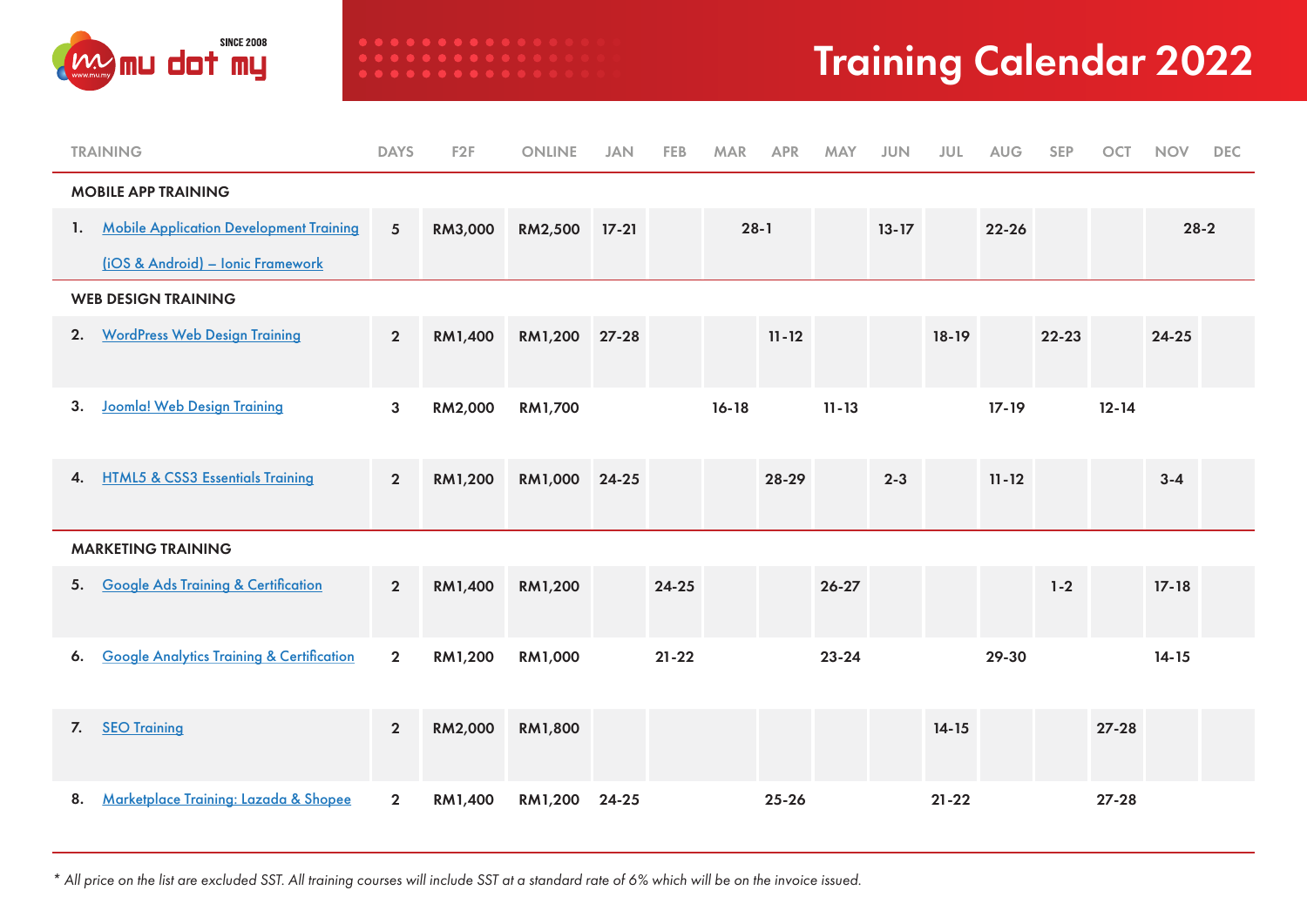mu dot my — SINCE 2008

# Training Calendar 2022

| TRAINING | DAYS | F2F | ONLINE | JAN | FEB | MAR | APR | MAY | JUN | JUL | AUG | SEP | OCT | NOV | DEC |
|---|---|---|---|---|---|---|---|---|---|---|---|---|---|---|---|
| **MOBILE APP TRAINING** | | | | | | | | | | | | | | | |
| 1. Mobile Application Development Training (iOS & Android) – Ionic Framework | 5 | RM3,000 | RM2,500 | 17-21 | | 28-1 | | | 13-17 | | 22-26 | | | 28-2 | |
| **WEB DESIGN TRAINING** | | | | | | | | | | | | | | | |
| 2. WordPress Web Design Training | 2 | RM1,400 | RM1,200 | 27-28 | | | 11-12 | | | 18-19 | | 22-23 | | 24-25 | |
| 3. Joomla! Web Design Training | 3 | RM2,000 | RM1,700 | | | 16-18 | | 11-13 | | | 17-19 | | 12-14 | | |
| 4. HTML5 & CSS3 Essentials Training | 2 | RM1,200 | RM1,000 | 24-25 | | | 28-29 | | 2-3 | | 11-12 | | | 3-4 | |
| **MARKETING TRAINING** | | | | | | | | | | | | | | | |
| 5. Google Ads Training & Certification | 2 | RM1,400 | RM1,200 | | 24-25 | | | 26-27 | | | | 1-2 | | 17-18 | |
| 6. Google Analytics Training & Certification | 2 | RM1,200 | RM1,000 | | 21-22 | | | 23-24 | | | 29-30 | | | 14-15 | |
| 7. SEO Training | 2 | RM2,000 | RM1,800 | | | | | | | 14-15 | | | 27-28 | | |
| 8. Marketplace Training: Lazada & Shopee | 2 | RM1,400 | RM1,200 | 24-25 | | | 25-26 | | | 21-22 | | | 27-28 | | |

*\* All price on the list are excluded SST. All training courses will include SST at a standard rate of 6% which will be on the invoice issued.*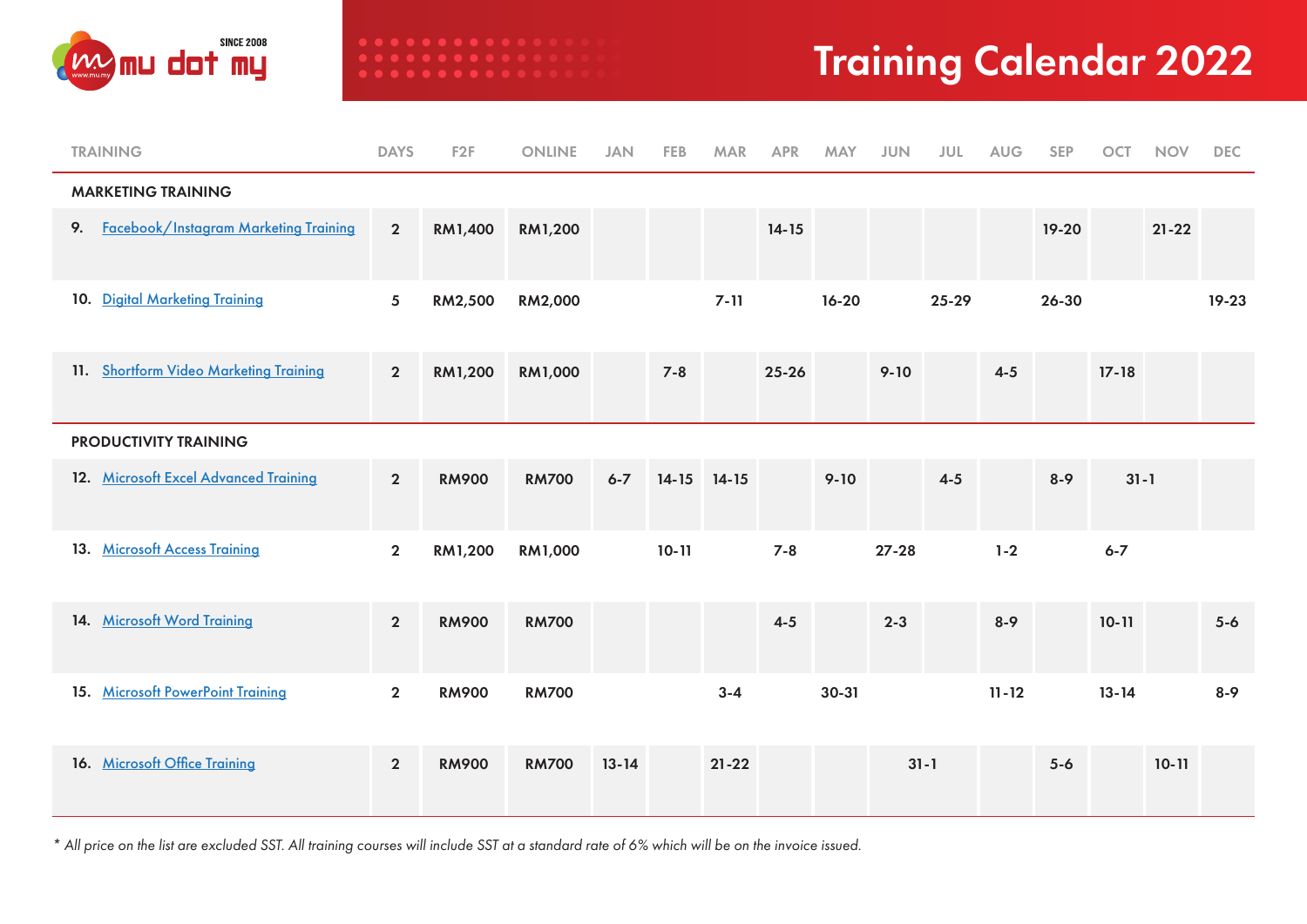# Training Calendar 2022

| TRAINING | DAYS | F2F | ONLINE | JAN | FEB | MAR | APR | MAY | JUN | JUL | AUG | SEP | OCT | NOV | DEC |
|---|---|---|---|---|---|---|---|---|---|---|---|---|---|---|---|
| **MARKETING TRAINING** | | | | | | | | | | | | | | | |
| 9. Facebook/Instagram Marketing Training | 2 | RM1,400 | RM1,200 | | | | 14-15 | | | | | 19-20 | | 21-22 | |
| 10. Digital Marketing Training | 5 | RM2,500 | RM2,000 | | | 7-11 | | 16-20 | | 25-29 | | 26-30 | | | 19-23 |
| 11. Shortform Video Marketing Training | 2 | RM1,200 | RM1,000 | | 7-8 | | 25-26 | | 9-10 | | 4-5 | | 17-18 | | |
| **PRODUCTIVITY TRAINING** | | | | | | | | | | | | | | | |
| 12. Microsoft Excel Advanced Training | 2 | RM900 | RM700 | 6-7 | 14-15 | 14-15 | | 9-10 | | 4-5 | | 8-9 | 31-1 | | |
| 13. Microsoft Access Training | 2 | RM1,200 | RM1,000 | | 10-11 | | 7-8 | | 27-28 | | 1-2 | | 6-7 | | |
| 14. Microsoft Word Training | 2 | RM900 | RM700 | | | | 4-5 | | 2-3 | | 8-9 | | 10-11 | | 5-6 |
| 15. Microsoft PowerPoint Training | 2 | RM900 | RM700 | | | 3-4 | | 30-31 | | | 11-12 | | 13-14 | | 8-9 |
| 16. Microsoft Office Training | 2 | RM900 | RM700 | 13-14 | | 21-22 | | | 31-1 | | | 5-6 | | 10-11 | |

*\* All price on the list are excluded SST. All training courses will include SST at a standard rate of 6% which will be on the invoice issued.*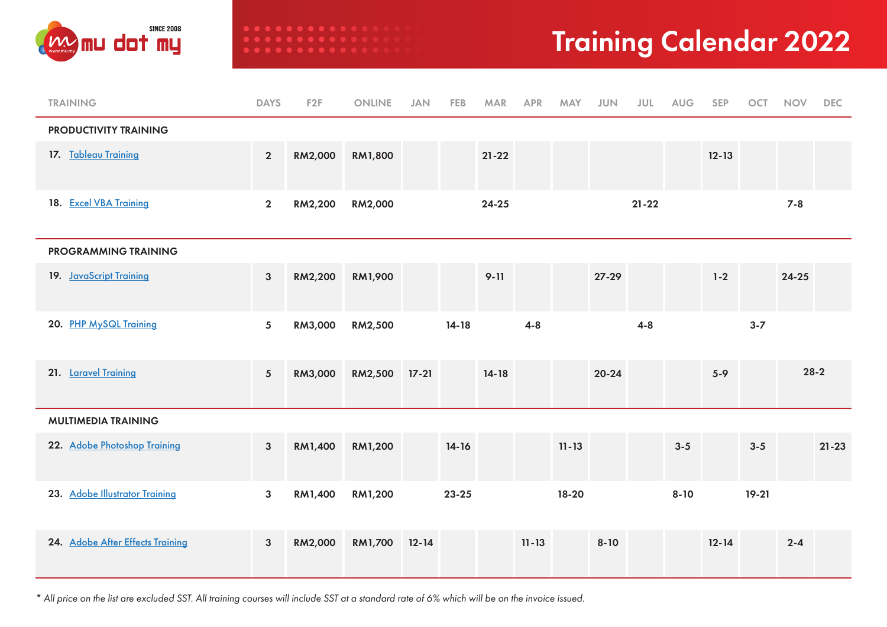# Training Calendar 2022

| TRAINING | DAYS | F2F | ONLINE | JAN | FEB | MAR | APR | MAY | JUN | JUL | AUG | SEP | OCT | NOV | DEC |
|---|---|---|---|---|---|---|---|---|---|---|---|---|---|---|---|
| **PRODUCTIVITY TRAINING** | | | | | | | | | | | | | | | |
| 17. Tableau Training | 2 | RM2,000 | RM1,800 | | | 21-22 | | | | | | 12-13 | | | |
| 18. Excel VBA Training | 2 | RM2,200 | RM2,000 | | | 24-25 | | | | 21-22 | | | | 7-8 | |
| **PROGRAMMING TRAINING** | | | | | | | | | | | | | | | |
| 19. JavaScript Training | 3 | RM2,200 | RM1,900 | | | 9-11 | | | 27-29 | | | 1-2 | | 24-25 | |
| 20. PHP MySQL Training | 5 | RM3,000 | RM2,500 | | 14-18 | | 4-8 | | | 4-8 | | | 3-7 | | |
| 21. Laravel Training | 5 | RM3,000 | RM2,500 | 17-21 | | 14-18 | | | 20-24 | | | 5-9 | | 28-2 | |
| **MULTIMEDIA TRAINING** | | | | | | | | | | | | | | | |
| 22. Adobe Photoshop Training | 3 | RM1,400 | RM1,200 | | 14-16 | | | 11-13 | | | 3-5 | | 3-5 | | 21-23 |
| 23. Adobe Illustrator Training | 3 | RM1,400 | RM1,200 | | 23-25 | | | 18-20 | | | 8-10 | | 19-21 | | |
| 24. Adobe After Effects Training | 3 | RM2,000 | RM1,700 | 12-14 | | | 11-13 | | 8-10 | | | 12-14 | | 2-4 | |

*\* All price on the list are excluded SST. All training courses will include SST at a standard rate of 6% which will be on the invoice issued.*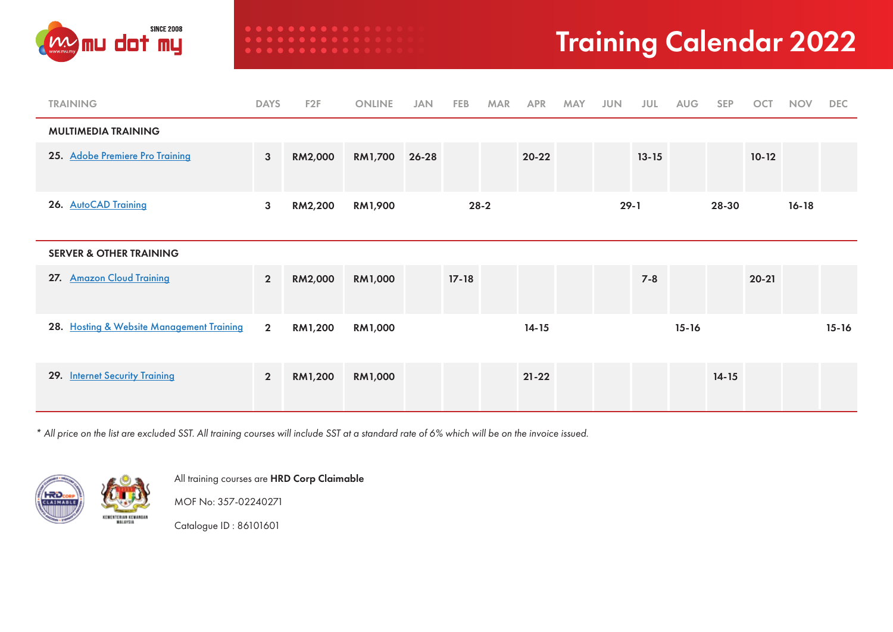# Training Calendar 2022

mu dot my — SINCE 2008

| TRAINING | DAYS | F2F | ONLINE | JAN | FEB | MAR | APR | MAY | JUN | JUL | AUG | SEP | OCT | NOV | DEC |
|---|---|---|---|---|---|---|---|---|---|---|---|---|---|---|---|
| **MULTIMEDIA TRAINING** | | | | | | | | | | | | | | | |
| **25.** Adobe Premiere Pro Training | 3 | RM2,000 | RM1,700 | 26-28 | | | 20-22 | | | 13-15 | | | 10-12 | | |
| **26.** AutoCAD Training | 3 | RM2,200 | RM1,900 | | 28-2 | | | | 29-1 | | | 28-30 | | 16-18 | |
| **SERVER & OTHER TRAINING** | | | | | | | | | | | | | | | |
| **27.** Amazon Cloud Training | 2 | RM2,000 | RM1,000 | | 17-18 | | | | | 7-8 | | | 20-21 | | |
| **28.** Hosting & Website Management Training | 2 | RM1,200 | RM1,000 | | | | 14-15 | | | | 15-16 | | | | 15-16 |
| **29.** Internet Security Training | 2 | RM1,200 | RM1,000 | | | | 21-22 | | | | | 14-15 | | | |

*\* All price on the list are excluded SST. All training courses will include SST at a standard rate of 6% which will be on the invoice issued.*

All training courses are **HRD Corp Claimable**

MOF No: 357-02240271

Catalogue ID : 86101601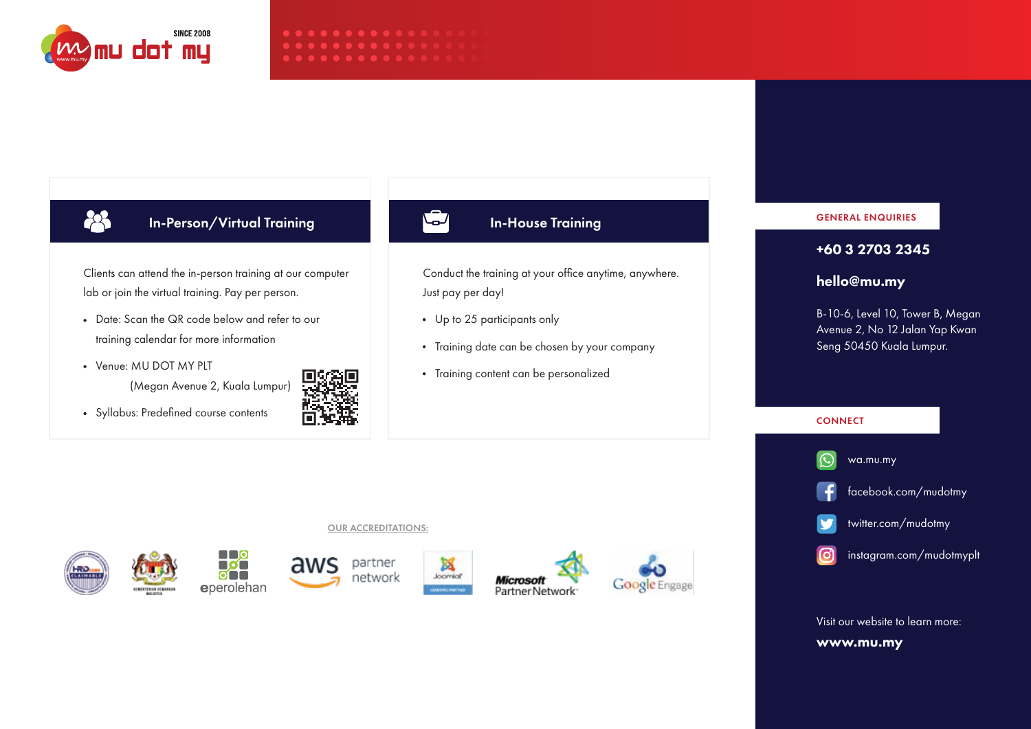mu dot my

SINCE 2008

## In-Person/Virtual Training

Clients can attend the in-person training at our computer lab or join the virtual training. Pay per person.

- Date: Scan the QR code below and refer to our training calendar for more information
- Venue: MU DOT MY PLT (Megan Avenue 2, Kuala Lumpur)
- Syllabus: Predefined course contents

## In-House Training

Conduct the training at your office anytime, anywhere. Just pay per day!

- Up to 25 participants only
- Training date can be chosen by your company
- Training content can be personalized

OUR ACCREDITATIONS:

HRD corp Claimable, Kementerian Kewangan Malaysia, eperolehan, aws partner network, Joomla!, Microsoft Partner Network, Google Engage

## GENERAL ENQUIRIES

**+60 3 2703 2345**

**hello@mu.my**

B-10-6, Level 10, Tower B, Megan Avenue 2, No 12 Jalan Yap Kwan Seng 50450 Kuala Lumpur.

## CONNECT

- wa.mu.my
- facebook.com/mudotmy
- twitter.com/mudotmy
- instagram.com/mudotmyplt

Visit our website to learn more:

**www.mu.my**